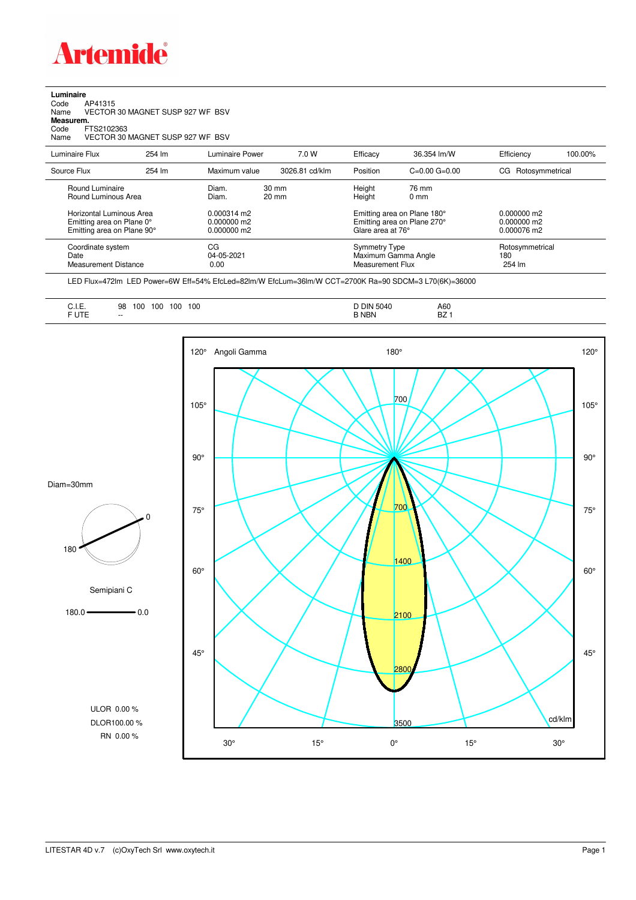**Artemide**

**Luminaire**
Code AP41315
Name VECTOR 30 MAGNET SUSP 927 WF BSV
**Measurem.**
Code FTS2102363
Name VECTOR 30 MAGNET SUSP 927 WF BSV

| Luminaire Flux | 254 lm | Luminaire Power | 7.0 W | Efficacy | 36.354 lm/W | Efficiency | 100.00% |
|---|---|---|---|---|---|---|---|
| Source Flux | 254 lm | Maximum value | 3026.81 cd/klm | Position | C=0.00 G=0.00 | CG Rotosymmetrical | |

| | | | | |
|---|---|---|---|---|
| Round Luminaire | Diam. 30 mm | Height 76 mm | |
| Round Luminous Area | Diam. 20 mm | Height 0 mm | |
| Horizontal Luminous Area | 0.000314 m2 | Emitting area on Plane 180° | 0.000000 m2 |
| Emitting area on Plane 0° | 0.000000 m2 | Emitting area on Plane 270° | 0.000000 m2 |
| Emitting area on Plane 90° | 0.000000 m2 | Glare area at 76° | 0.000076 m2 |
| Coordinate system | CG | Symmetry Type | Rotosymmetrical |
| Date | 04-05-2021 | Maximum Gamma Angle | 180 |
| Measurement Distance | 0.00 | Measurement Flux | 254 lm |

LED Flux=472lm LED Power=6W Eff=54% EfcLed=82lm/W EfcLum=36lm/W CCT=2700K Ra=90 SDCM=3 L70(6K)=36000

| | | | |
|---|---|---|---|
| C.I.E. | 98 100 100 100 100 | D DIN 5040 | A60 |
| F UTE | -- | B NBN | BZ 1 |

Diam=30mm

Semipiani C

180.0 — 0.0

ULOR 0.00 %
DLOR100.00 %
RN 0.00 %

Angoli Gamma — cd/klm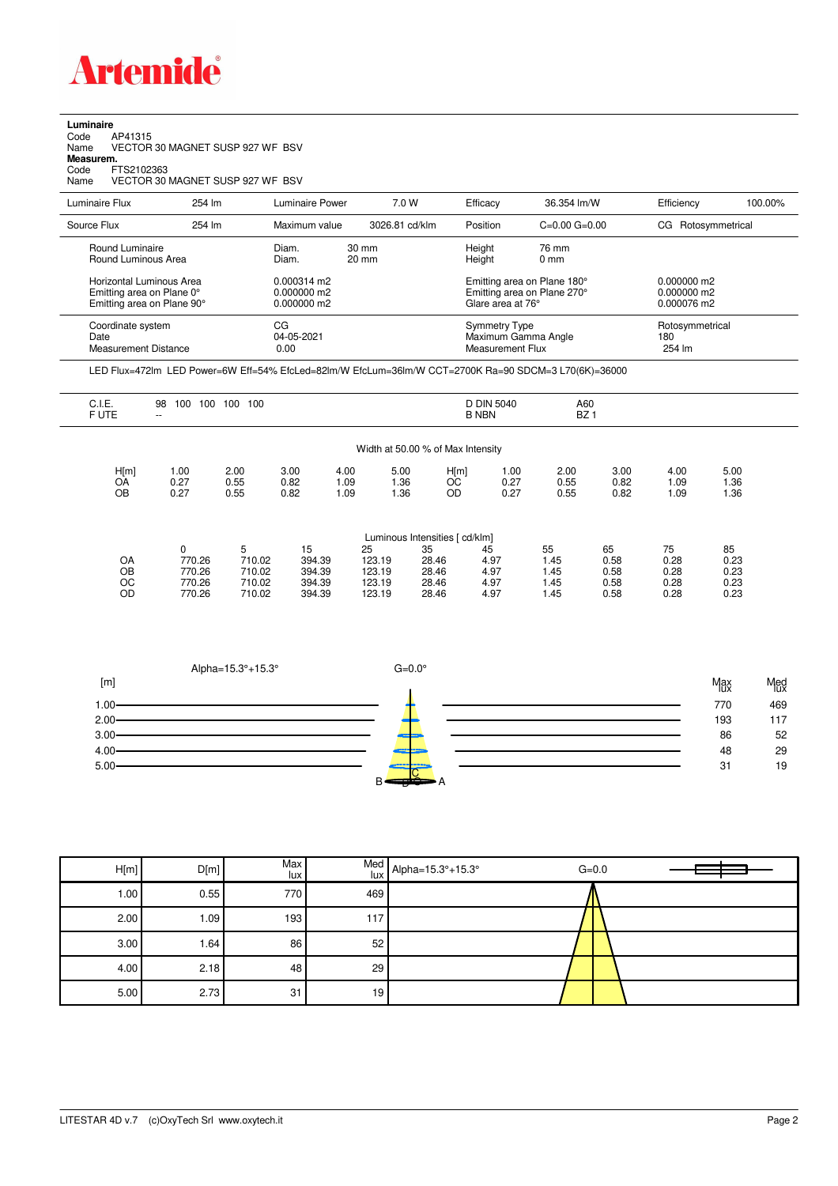**Artemide**

**Luminaire**
Code AP41315
Name VECTOR 30 MAGNET SUSP 927 WF BSV
**Measurem.**
Code FTS2102363
Name VECTOR 30 MAGNET SUSP 927 WF BSV

| | | | | | | | |
|---|---|---|---|---|---|---|---|
| Luminaire Flux | 254 lm | Luminaire Power | 7.0 W | Efficacy | 36.354 lm/W | Efficiency | 100.00% |
| Source Flux | 254 lm | Maximum value | 3026.81 cd/klm | Position | C=0.00 G=0.00 | CG | Rotosymmetrical |

| | | | | | |
|---|---|---|---|---|---|
| Round Luminaire | Diam. | 30 mm | Height | 76 mm | |
| Round Luminous Area | Diam. | 20 mm | Height | 0 mm | |
| Horizontal Luminous Area | 0.000314 m2 | | Emitting area on Plane 180° | | 0.000000 m2 |
| Emitting area on Plane 0° | 0.000000 m2 | | Emitting area on Plane 270° | | 0.000000 m2 |
| Emitting area on Plane 90° | 0.000000 m2 | | Glare area at 76° | | 0.000076 m2 |

| | | | |
|---|---|---|---|
| Coordinate system | CG | Symmetry Type | Rotosymmetrical |
| Date | 04-05-2021 | Maximum Gamma Angle | 180 |
| Measurement Distance | 0.00 | Measurement Flux | 254 lm |

LED Flux=472lm LED Power=6W Eff=54% EfcLed=82lm/W EfcLum=36lm/W CCT=2700K Ra=90 SDCM=3 L70(6K)=36000

| | | | |
|---|---|---|---|
| C.I.E. | 98 100 100 100 100 | D DIN 5040 | A60 |
| F UTE | -- | B NBN | BZ 1 |

Width at 50.00 % of Max Intensity

| H[m] | 1.00 | 2.00 | 3.00 | 4.00 | 5.00 | H[m] | 1.00 | 2.00 | 3.00 | 4.00 | 5.00 |
|---|---|---|---|---|---|---|---|---|---|---|---|
| OA | 0.27 | 0.55 | 0.82 | 1.09 | 1.36 | OC | 0.27 | 0.55 | 0.82 | 1.09 | 1.36 |
| OB | 0.27 | 0.55 | 0.82 | 1.09 | 1.36 | OD | 0.27 | 0.55 | 0.82 | 1.09 | 1.36 |

Luminous Intensities [ cd/klm]

| | 0 | 5 | 15 | 25 | 35 | 45 | 55 | 65 | 75 | 85 |
|---|---|---|---|---|---|---|---|---|---|---|
| OA | 770.26 | 710.02 | 394.39 | 123.19 | 28.46 | 4.97 | 1.45 | 0.58 | 0.28 | 0.23 |
| OB | 770.26 | 710.02 | 394.39 | 123.19 | 28.46 | 4.97 | 1.45 | 0.58 | 0.28 | 0.23 |
| OC | 770.26 | 710.02 | 394.39 | 123.19 | 28.46 | 4.97 | 1.45 | 0.58 | 0.28 | 0.23 |
| OD | 770.26 | 710.02 | 394.39 | 123.19 | 28.46 | 4.97 | 1.45 | 0.58 | 0.28 | 0.23 |

Alpha=15.3°+15.3°
G=0.0°
[m]
1.00
2.00
3.00
4.00
5.00
Max lux
770
193
86
48
31
Med lux
469
117
52
29
19
B D C A

| H[m] | D[m] | Max lux | Med lux | Alpha=15.3°+15.3° G=0.0 |
|---|---|---|---|---|
| 1.00 | 0.55 | 770 | 469 | |
| 2.00 | 1.09 | 193 | 117 | |
| 3.00 | 1.64 | 86 | 52 | |
| 4.00 | 2.18 | 48 | 29 | |
| 5.00 | 2.73 | 31 | 19 | |

LITESTAR 4D v.7 (c)OxyTech Srl www.oxytech.it